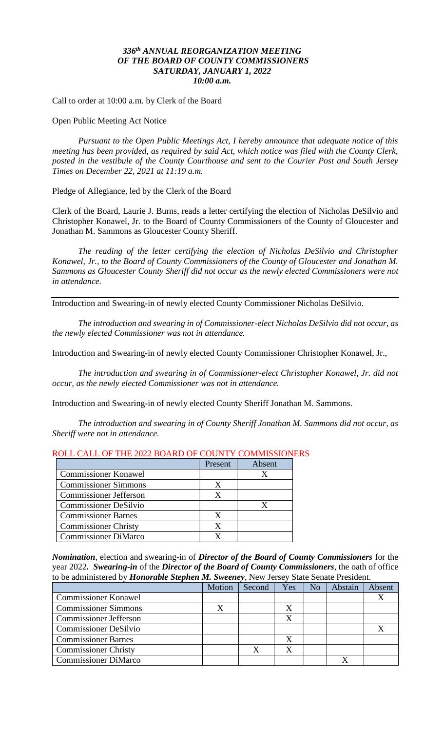***336th ANNUAL REORGANIZATION MEETING***
***OF THE BOARD OF COUNTY COMMISSIONERS***
***SATURDAY, JANUARY 1, 2022***
***10:00 a.m.***

Call to order at 10:00 a.m. by Clerk of the Board

Open Public Meeting Act Notice

*Pursuant to the Open Public Meetings Act, I hereby announce that adequate notice of this meeting has been provided, as required by said Act, which notice was filed with the County Clerk, posted in the vestibule of the County Courthouse and sent to the Courier Post and South Jersey Times on December 22, 2021 at 11:19 a.m.*

Pledge of Allegiance, led by the Clerk of the Board

Clerk of the Board, Laurie J. Burns, reads a letter certifying the election of Nicholas DeSilvio and Christopher Konawel, Jr. to the Board of County Commissioners of the County of Gloucester and Jonathan M. Sammons as Gloucester County Sheriff.

*The reading of the letter certifying the election of Nicholas DeSilvio and Christopher Konawel, Jr., to the Board of County Commissioners of the County of Gloucester and Jonathan M. Sammons as Gloucester County Sheriff did not occur as the newly elected Commissioners were not in attendance.*

---

Introduction and Swearing-in of newly elected County Commissioner Nicholas DeSilvio.

*The introduction and swearing in of Commissioner-elect Nicholas DeSilvio did not occur, as the newly elected Commissioner was not in attendance.*

Introduction and Swearing-in of newly elected County Commissioner Christopher Konawel, Jr.,

*The introduction and swearing in of Commissioner-elect Christopher Konawel, Jr. did not occur, as the newly elected Commissioner was not in attendance.*

Introduction and Swearing-in of newly elected County Sheriff Jonathan M. Sammons.

*The introduction and swearing in of County Sheriff Jonathan M. Sammons did not occur, as Sheriff were not in attendance.*

ROLL CALL OF THE 2022 BOARD OF COUNTY COMMISSIONERS

| | Present | Absent |
|---|---|---|
| Commissioner Konawel | | X |
| Commissioner Simmons | X | |
| Commissioner Jefferson | X | |
| Commissioner DeSilvio | | X |
| Commissioner Barnes | X | |
| Commissioner Christy | X | |
| Commissioner DiMarco | X | |

***Nomination***, election and swearing-in of ***Director of the Board of County Commissioners*** for the year 2022***. Swearing-in*** of the ***Director of the Board of County Commissioners***, the oath of office to be administered by ***Honorable Stephen M. Sweeney***, New Jersey State Senate President.

| | Motion | Second | Yes | No | Abstain | Absent |
|---|---|---|---|---|---|---|
| Commissioner Konawel | | | | | | X |
| Commissioner Simmons | X | | X | | | |
| Commissioner Jefferson | | | X | | | |
| Commissioner DeSilvio | | | | | | X |
| Commissioner Barnes | | | X | | | |
| Commissioner Christy | | X | X | | | |
| Commissioner DiMarco | | | | | X | |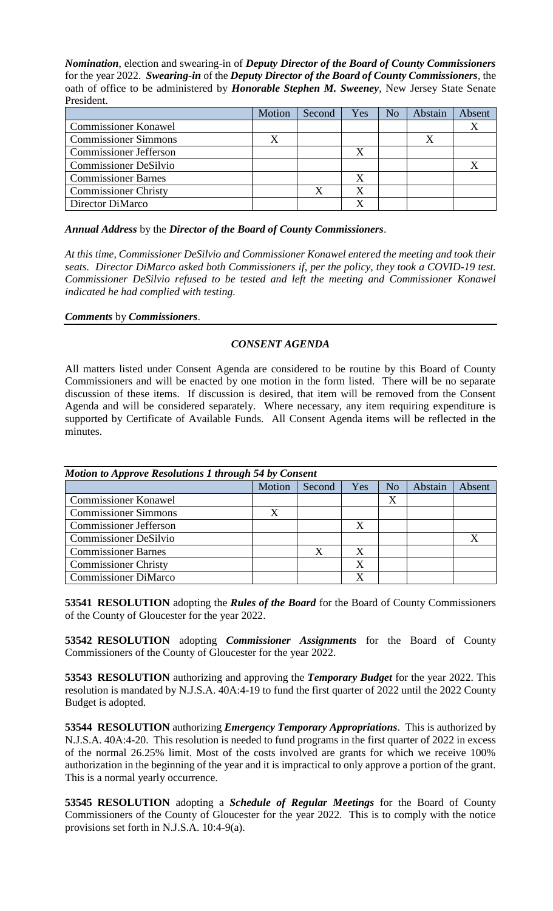***Nomination***, election and swearing-in of ***Deputy Director of the Board of County Commissioners*** for the year 2022. ***Swearing-in*** of the ***Deputy Director of the Board of County Commissioners***, the oath of office to be administered by ***Honorable Stephen M. Sweeney***, New Jersey State Senate President.

| | Motion | Second | Yes | No | Abstain | Absent |
|---|---|---|---|---|---|---|
| Commissioner Konawel | | | | | | X |
| Commissioner Simmons | X | | | | X | |
| Commissioner Jefferson | | | X | | | |
| Commissioner DeSilvio | | | | | | X |
| Commissioner Barnes | | | X | | | |
| Commissioner Christy | | X | X | | | |
| Director DiMarco | | | X | | | |

***Annual Address*** by the ***Director of the Board of County Commissioners***.

*At this time, Commissioner DeSilvio and Commissioner Konawel entered the meeting and took their seats. Director DiMarco asked both Commissioners if, per the policy, they took a COVID-19 test. Commissioner DeSilvio refused to be tested and left the meeting and Commissioner Konawel indicated he had complied with testing.*

***Comments*** by ***Commissioners***.

## *CONSENT AGENDA*

All matters listed under Consent Agenda are considered to be routine by this Board of County Commissioners and will be enacted by one motion in the form listed. There will be no separate discussion of these items. If discussion is desired, that item will be removed from the Consent Agenda and will be considered separately. Where necessary, any item requiring expenditure is supported by Certificate of Available Funds. All Consent Agenda items will be reflected in the minutes.

***Motion to Approve Resolutions 1 through 54 by Consent***

| | Motion | Second | Yes | No | Abstain | Absent |
|---|---|---|---|---|---|---|
| Commissioner Konawel | | | | X | | |
| Commissioner Simmons | X | | | | | |
| Commissioner Jefferson | | | X | | | |
| Commissioner DeSilvio | | | | | | X |
| Commissioner Barnes | | X | X | | | |
| Commissioner Christy | | | X | | | |
| Commissioner DiMarco | | | X | | | |

**53541 RESOLUTION** adopting the ***Rules of the Board*** for the Board of County Commissioners of the County of Gloucester for the year 2022.

**53542 RESOLUTION** adopting ***Commissioner Assignments*** for the Board of County Commissioners of the County of Gloucester for the year 2022.

**53543 RESOLUTION** authorizing and approving the ***Temporary Budget*** for the year 2022. This resolution is mandated by N.J.S.A. 40A:4-19 to fund the first quarter of 2022 until the 2022 County Budget is adopted.

**53544 RESOLUTION** authorizing ***Emergency Temporary Appropriations***. This is authorized by N.J.S.A. 40A:4-20. This resolution is needed to fund programs in the first quarter of 2022 in excess of the normal 26.25% limit. Most of the costs involved are grants for which we receive 100% authorization in the beginning of the year and it is impractical to only approve a portion of the grant. This is a normal yearly occurrence.

**53545 RESOLUTION** adopting a ***Schedule of Regular Meetings*** for the Board of County Commissioners of the County of Gloucester for the year 2022. This is to comply with the notice provisions set forth in N.J.S.A. 10:4-9(a).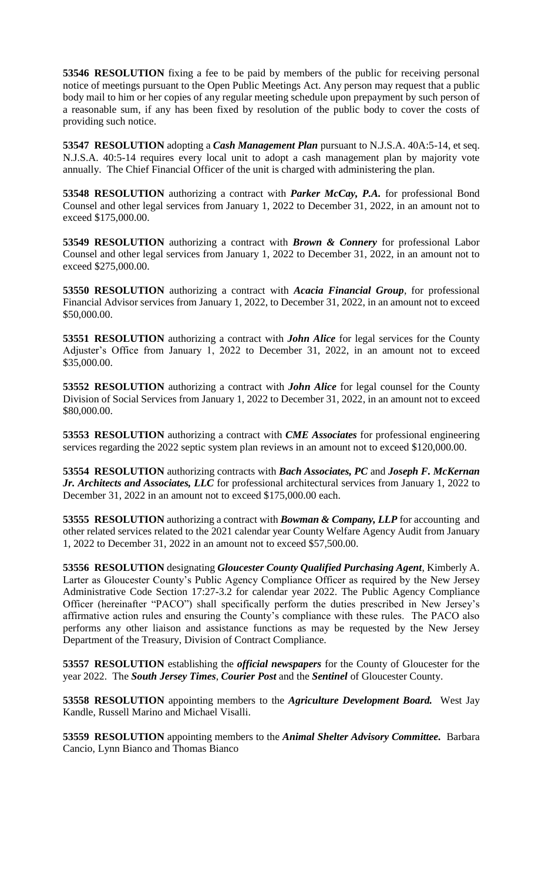**53546 RESOLUTION** fixing a fee to be paid by members of the public for receiving personal notice of meetings pursuant to the Open Public Meetings Act. Any person may request that a public body mail to him or her copies of any regular meeting schedule upon prepayment by such person of a reasonable sum, if any has been fixed by resolution of the public body to cover the costs of providing such notice.

**53547 RESOLUTION** adopting a ***Cash Management Plan*** pursuant to N.J.S.A. 40A:5-14, et seq. N.J.S.A. 40:5-14 requires every local unit to adopt a cash management plan by majority vote annually. The Chief Financial Officer of the unit is charged with administering the plan.

**53548 RESOLUTION** authorizing a contract with ***Parker McCay, P.A.*** for professional Bond Counsel and other legal services from January 1, 2022 to December 31, 2022, in an amount not to exceed $175,000.00.

**53549 RESOLUTION** authorizing a contract with ***Brown & Connery*** for professional Labor Counsel and other legal services from January 1, 2022 to December 31, 2022, in an amount not to exceed $275,000.00.

**53550 RESOLUTION** authorizing a contract with ***Acacia Financial Group***, for professional Financial Advisor services from January 1, 2022, to December 31, 2022, in an amount not to exceed $50,000.00.

**53551 RESOLUTION** authorizing a contract with ***John Alice*** for legal services for the County Adjuster's Office from January 1, 2022 to December 31, 2022, in an amount not to exceed $35,000.00.

**53552 RESOLUTION** authorizing a contract with ***John Alice*** for legal counsel for the County Division of Social Services from January 1, 2022 to December 31, 2022, in an amount not to exceed $80,000.00.

**53553 RESOLUTION** authorizing a contract with ***CME Associates*** for professional engineering services regarding the 2022 septic system plan reviews in an amount not to exceed $120,000.00.

**53554 RESOLUTION** authorizing contracts with ***Bach Associates, PC*** and ***Joseph F. McKernan Jr. Architects and Associates, LLC*** for professional architectural services from January 1, 2022 to December 31, 2022 in an amount not to exceed $175,000.00 each.

**53555 RESOLUTION** authorizing a contract with ***Bowman & Company, LLP*** for accounting and other related services related to the 2021 calendar year County Welfare Agency Audit from January 1, 2022 to December 31, 2022 in an amount not to exceed $57,500.00.

**53556 RESOLUTION** designating ***Gloucester County Qualified Purchasing Agent***, Kimberly A. Larter as Gloucester County's Public Agency Compliance Officer as required by the New Jersey Administrative Code Section 17:27-3.2 for calendar year 2022. The Public Agency Compliance Officer (hereinafter "PACO") shall specifically perform the duties prescribed in New Jersey's affirmative action rules and ensuring the County's compliance with these rules. The PACO also performs any other liaison and assistance functions as may be requested by the New Jersey Department of the Treasury, Division of Contract Compliance.

**53557 RESOLUTION** establishing the ***official newspapers*** for the County of Gloucester for the year 2022. The ***South Jersey Times***, ***Courier Post*** and the ***Sentinel*** of Gloucester County.

**53558 RESOLUTION** appointing members to the ***Agriculture Development Board.*** West Jay Kandle, Russell Marino and Michael Visalli.

**53559 RESOLUTION** appointing members to the ***Animal Shelter Advisory Committee.*** Barbara Cancio, Lynn Bianco and Thomas Bianco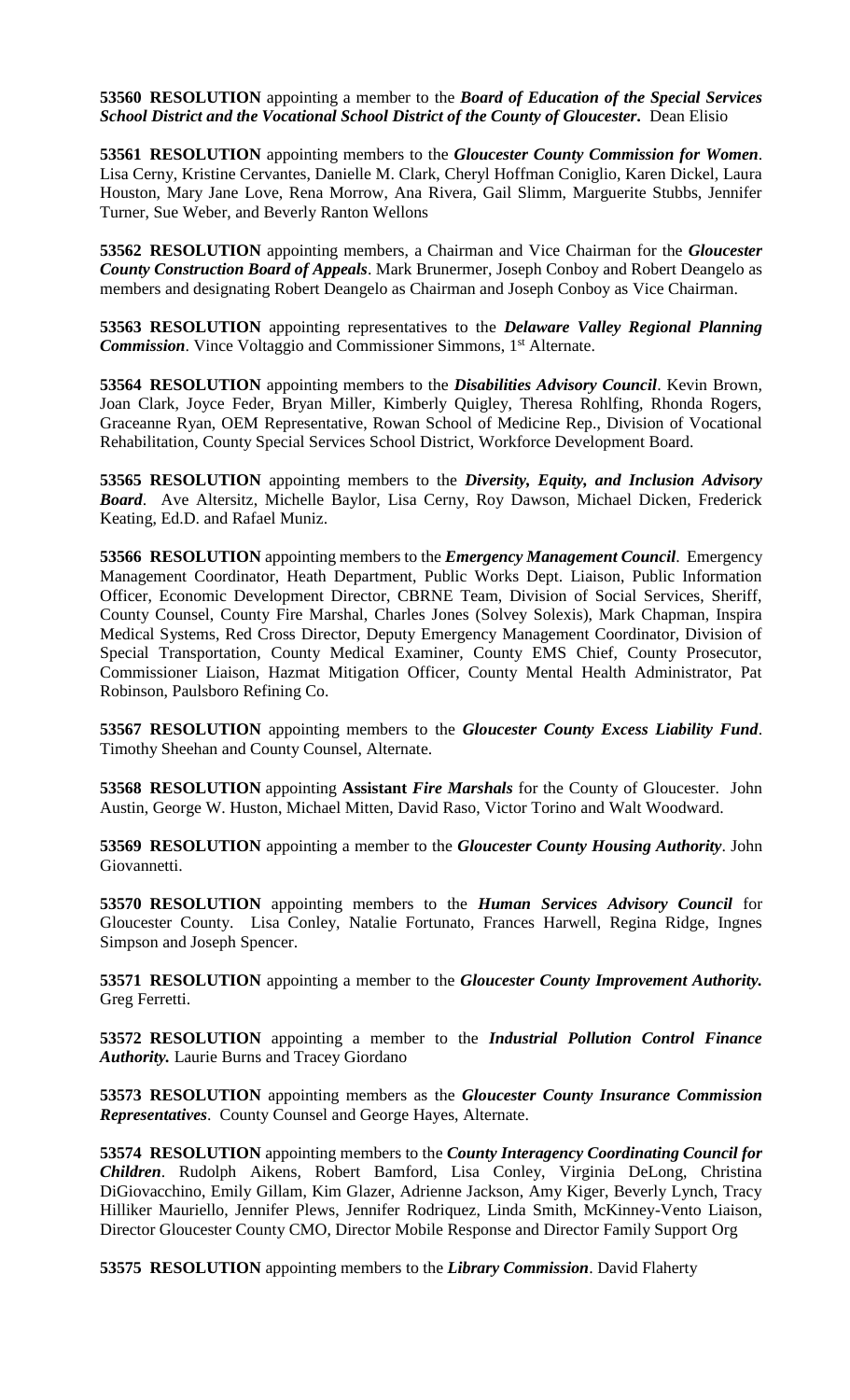**53560 RESOLUTION** appointing a member to the ***Board of Education of the Special Services School District and the Vocational School District of the County of Gloucester***. Dean Elisio

**53561 RESOLUTION** appointing members to the ***Gloucester County Commission for Women***. Lisa Cerny, Kristine Cervantes, Danielle M. Clark, Cheryl Hoffman Coniglio, Karen Dickel, Laura Houston, Mary Jane Love, Rena Morrow, Ana Rivera, Gail Slimm, Marguerite Stubbs, Jennifer Turner, Sue Weber, and Beverly Ranton Wellons

**53562 RESOLUTION** appointing members, a Chairman and Vice Chairman for the ***Gloucester County Construction Board of Appeals***. Mark Brunermer, Joseph Conboy and Robert Deangelo as members and designating Robert Deangelo as Chairman and Joseph Conboy as Vice Chairman.

**53563 RESOLUTION** appointing representatives to the ***Delaware Valley Regional Planning Commission***. Vince Voltaggio and Commissioner Simmons, 1st Alternate.

**53564 RESOLUTION** appointing members to the ***Disabilities Advisory Council***. Kevin Brown, Joan Clark, Joyce Feder, Bryan Miller, Kimberly Quigley, Theresa Rohlfing, Rhonda Rogers, Graceanne Ryan, OEM Representative, Rowan School of Medicine Rep., Division of Vocational Rehabilitation, County Special Services School District, Workforce Development Board.

**53565 RESOLUTION** appointing members to the ***Diversity, Equity, and Inclusion Advisory Board***. Ave Altersitz, Michelle Baylor, Lisa Cerny, Roy Dawson, Michael Dicken, Frederick Keating, Ed.D. and Rafael Muniz.

**53566 RESOLUTION** appointing members to the ***Emergency Management Council***. Emergency Management Coordinator, Heath Department, Public Works Dept. Liaison, Public Information Officer, Economic Development Director, CBRNE Team, Division of Social Services, Sheriff, County Counsel, County Fire Marshal, Charles Jones (Solvey Solexis), Mark Chapman, Inspira Medical Systems, Red Cross Director, Deputy Emergency Management Coordinator, Division of Special Transportation, County Medical Examiner, County EMS Chief, County Prosecutor, Commissioner Liaison, Hazmat Mitigation Officer, County Mental Health Administrator, Pat Robinson, Paulsboro Refining Co.

**53567 RESOLUTION** appointing members to the ***Gloucester County Excess Liability Fund***. Timothy Sheehan and County Counsel, Alternate.

**53568 RESOLUTION** appointing **Assistant** ***Fire Marshals*** for the County of Gloucester. John Austin, George W. Huston, Michael Mitten, David Raso, Victor Torino and Walt Woodward.

**53569 RESOLUTION** appointing a member to the ***Gloucester County Housing Authority***. John Giovannetti.

**53570 RESOLUTION** appointing members to the ***Human Services Advisory Council*** for Gloucester County. Lisa Conley, Natalie Fortunato, Frances Harwell, Regina Ridge, Ingnes Simpson and Joseph Spencer.

**53571 RESOLUTION** appointing a member to the ***Gloucester County Improvement Authority.*** Greg Ferretti.

**53572 RESOLUTION** appointing a member to the ***Industrial Pollution Control Finance Authority.*** Laurie Burns and Tracey Giordano

**53573 RESOLUTION** appointing members as the ***Gloucester County Insurance Commission Representatives***. County Counsel and George Hayes, Alternate.

**53574 RESOLUTION** appointing members to the ***County Interagency Coordinating Council for Children***. Rudolph Aikens, Robert Bamford, Lisa Conley, Virginia DeLong, Christina DiGiovacchino, Emily Gillam, Kim Glazer, Adrienne Jackson, Amy Kiger, Beverly Lynch, Tracy Hilliker Mauriello, Jennifer Plews, Jennifer Rodriquez, Linda Smith, McKinney-Vento Liaison, Director Gloucester County CMO, Director Mobile Response and Director Family Support Org

**53575 RESOLUTION** appointing members to the ***Library Commission***. David Flaherty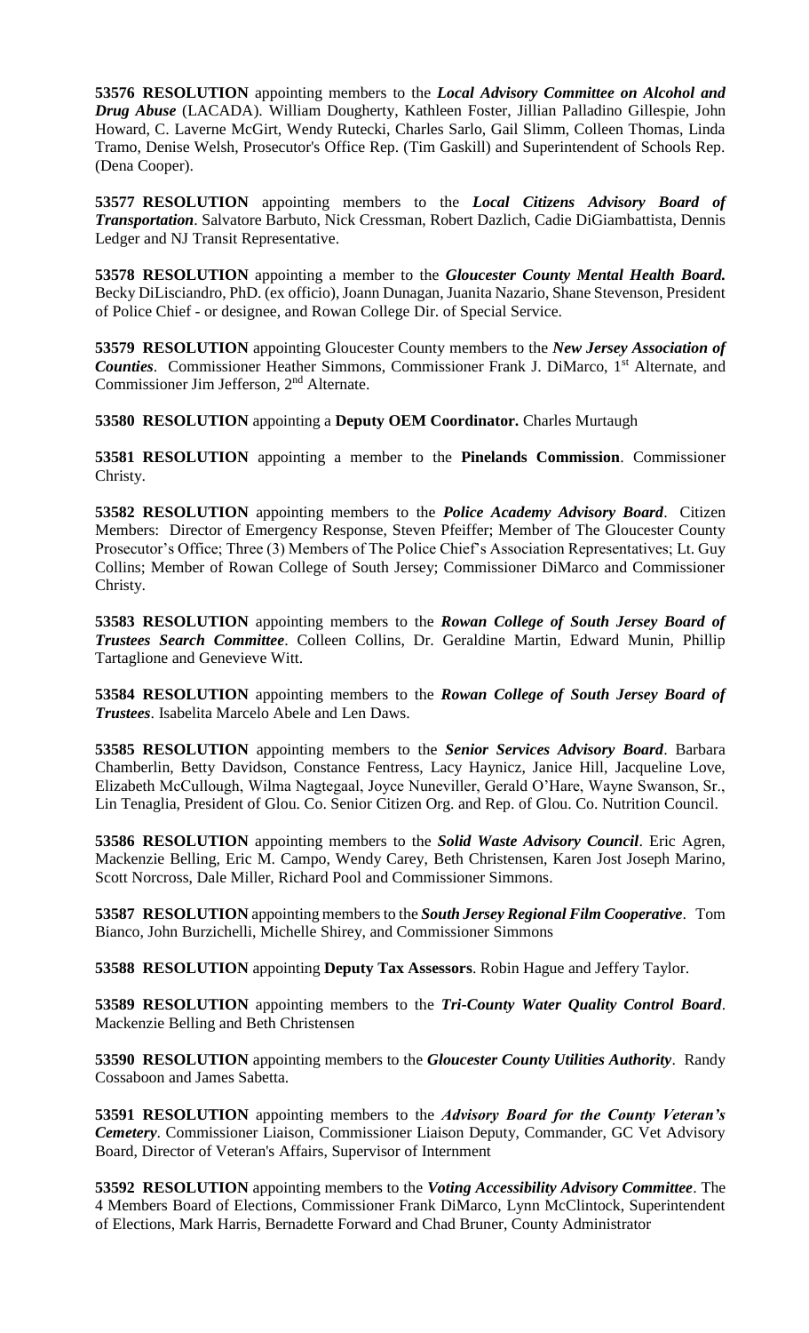**53576 RESOLUTION** appointing members to the ***Local Advisory Committee on Alcohol and Drug Abuse*** (LACADA). William Dougherty, Kathleen Foster, Jillian Palladino Gillespie, John Howard, C. Laverne McGirt, Wendy Rutecki, Charles Sarlo, Gail Slimm, Colleen Thomas, Linda Tramo, Denise Welsh, Prosecutor's Office Rep. (Tim Gaskill) and Superintendent of Schools Rep. (Dena Cooper).

**53577 RESOLUTION** appointing members to the ***Local Citizens Advisory Board of Transportation***. Salvatore Barbuto, Nick Cressman, Robert Dazlich, Cadie DiGiambattista, Dennis Ledger and NJ Transit Representative.

**53578 RESOLUTION** appointing a member to the ***Gloucester County Mental Health Board.*** Becky DiLisciandro, PhD. (ex officio), Joann Dunagan, Juanita Nazario, Shane Stevenson, President of Police Chief - or designee, and Rowan College Dir. of Special Service.

**53579 RESOLUTION** appointing Gloucester County members to the ***New Jersey Association of Counties***. Commissioner Heather Simmons, Commissioner Frank J. DiMarco, 1st Alternate, and Commissioner Jim Jefferson, 2nd Alternate.

**53580 RESOLUTION** appointing a **Deputy OEM Coordinator.** Charles Murtaugh

**53581 RESOLUTION** appointing a member to the **Pinelands Commission**. Commissioner Christy.

**53582 RESOLUTION** appointing members to the ***Police Academy Advisory Board***. Citizen Members: Director of Emergency Response, Steven Pfeiffer; Member of The Gloucester County Prosecutor's Office; Three (3) Members of The Police Chief's Association Representatives; Lt. Guy Collins; Member of Rowan College of South Jersey; Commissioner DiMarco and Commissioner Christy.

**53583 RESOLUTION** appointing members to the ***Rowan College of South Jersey Board of Trustees Search Committee***. Colleen Collins, Dr. Geraldine Martin, Edward Munin, Phillip Tartaglione and Genevieve Witt.

**53584 RESOLUTION** appointing members to the ***Rowan College of South Jersey Board of Trustees***. Isabelita Marcelo Abele and Len Daws.

**53585 RESOLUTION** appointing members to the ***Senior Services Advisory Board***. Barbara Chamberlin, Betty Davidson, Constance Fentress, Lacy Haynicz, Janice Hill, Jacqueline Love, Elizabeth McCullough, Wilma Nagtegaal, Joyce Nuneviller, Gerald O'Hare, Wayne Swanson, Sr., Lin Tenaglia, President of Glou. Co. Senior Citizen Org. and Rep. of Glou. Co. Nutrition Council.

**53586 RESOLUTION** appointing members to the ***Solid Waste Advisory Council***. Eric Agren, Mackenzie Belling, Eric M. Campo, Wendy Carey, Beth Christensen, Karen Jost Joseph Marino, Scott Norcross, Dale Miller, Richard Pool and Commissioner Simmons.

**53587 RESOLUTION** appointing members to the ***South Jersey Regional Film Cooperative***. Tom Bianco, John Burzichelli, Michelle Shirey, and Commissioner Simmons

**53588 RESOLUTION** appointing **Deputy Tax Assessors**. Robin Hague and Jeffery Taylor.

**53589 RESOLUTION** appointing members to the ***Tri-County Water Quality Control Board***. Mackenzie Belling and Beth Christensen

**53590 RESOLUTION** appointing members to the ***Gloucester County Utilities Authority***. Randy Cossaboon and James Sabetta.

**53591 RESOLUTION** appointing members to the ***Advisory Board for the County Veteran's Cemetery***. Commissioner Liaison, Commissioner Liaison Deputy, Commander, GC Vet Advisory Board, Director of Veteran's Affairs, Supervisor of Internment

**53592 RESOLUTION** appointing members to the ***Voting Accessibility Advisory Committee***. The 4 Members Board of Elections, Commissioner Frank DiMarco, Lynn McClintock, Superintendent of Elections, Mark Harris, Bernadette Forward and Chad Bruner, County Administrator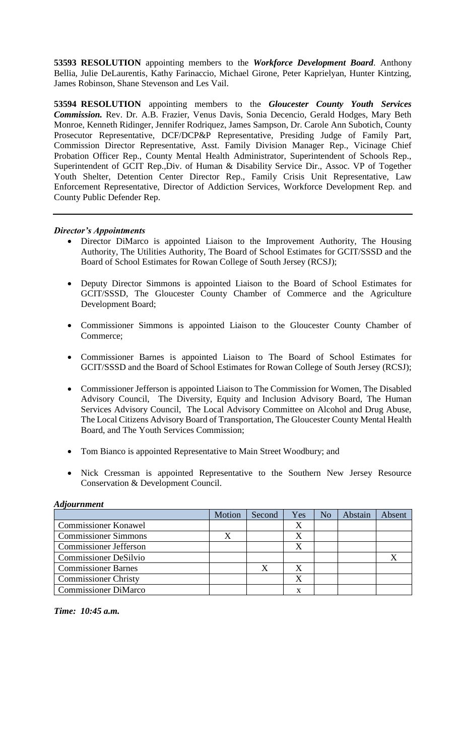**53593 RESOLUTION** appointing members to the ***Workforce Development Board***. Anthony Bellia, Julie DeLaurentis, Kathy Farinaccio, Michael Girone, Peter Kaprielyan, Hunter Kintzing, James Robinson, Shane Stevenson and Les Vail.

**53594 RESOLUTION** appointing members to the ***Gloucester County Youth Services Commission.*** Rev. Dr. A.B. Frazier, Venus Davis, Sonia Decencio, Gerald Hodges, Mary Beth Monroe, Kenneth Ridinger, Jennifer Rodriquez, James Sampson, Dr. Carole Ann Subotich, County Prosecutor Representative, DCF/DCP&P Representative, Presiding Judge of Family Part, Commission Director Representative, Asst. Family Division Manager Rep., Vicinage Chief Probation Officer Rep., County Mental Health Administrator, Superintendent of Schools Rep., Superintendent of GCIT Rep.,Div. of Human & Disability Service Dir., Assoc. VP of Together Youth Shelter, Detention Center Director Rep., Family Crisis Unit Representative, Law Enforcement Representative, Director of Addiction Services, Workforce Development Rep. and County Public Defender Rep.

---

***Director's Appointments***

- Director DiMarco is appointed Liaison to the Improvement Authority, The Housing Authority, The Utilities Authority, The Board of School Estimates for GCIT/SSSD and the Board of School Estimates for Rowan College of South Jersey (RCSJ);
- Deputy Director Simmons is appointed Liaison to the Board of School Estimates for GCIT/SSSD, The Gloucester County Chamber of Commerce and the Agriculture Development Board;
- Commissioner Simmons is appointed Liaison to the Gloucester County Chamber of Commerce;
- Commissioner Barnes is appointed Liaison to The Board of School Estimates for GCIT/SSSD and the Board of School Estimates for Rowan College of South Jersey (RCSJ);
- Commissioner Jefferson is appointed Liaison to The Commission for Women, The Disabled Advisory Council, The Diversity, Equity and Inclusion Advisory Board, The Human Services Advisory Council, The Local Advisory Committee on Alcohol and Drug Abuse, The Local Citizens Advisory Board of Transportation, The Gloucester County Mental Health Board, and The Youth Services Commission;
- Tom Bianco is appointed Representative to Main Street Woodbury; and
- Nick Cressman is appointed Representative to the Southern New Jersey Resource Conservation & Development Council.

***Adjournment***

| | Motion | Second | Yes | No | Abstain | Absent |
|---|---|---|---|---|---|---|
| Commissioner Konawel | | | X | | | |
| Commissioner Simmons | X | | X | | | |
| Commissioner Jefferson | | | X | | | |
| Commissioner DeSilvio | | | | | | X |
| Commissioner Barnes | | X | X | | | |
| Commissioner Christy | | | X | | | |
| Commissioner DiMarco | | | x | | | |

***Time: 10:45 a.m.***